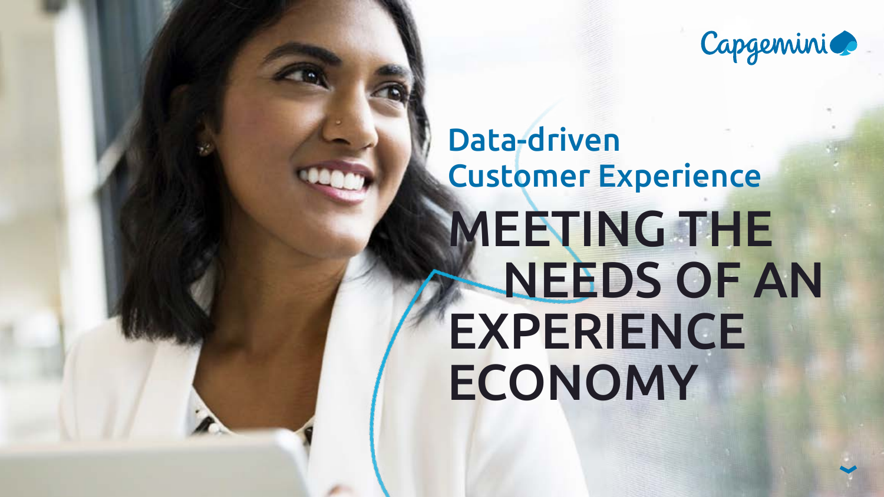Capgemini

## Data-driven Customer Experience

# MEETING THE NEEDS OF AN EXPERIENCE ECONOMY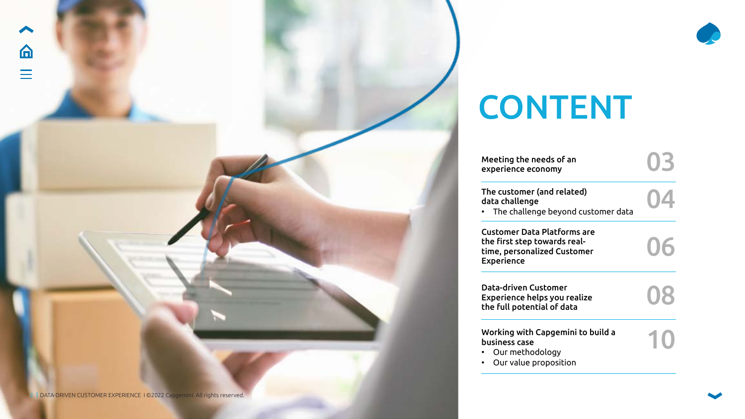# CONTENT

| | |
|---|---|
| Meeting the needs of an experience economy | 03 |
| The customer (and related) data challenge<br>• The challenge beyond customer data | 04 |
| Customer Data Platforms are the first step towards real-time, personalized Customer Experience | 06 |
| Data-driven Customer Experience helps you realize the full potential of data | 08 |
| Working with Capgemini to build a business case<br>• Our methodology<br>• Our value proposition | 10 |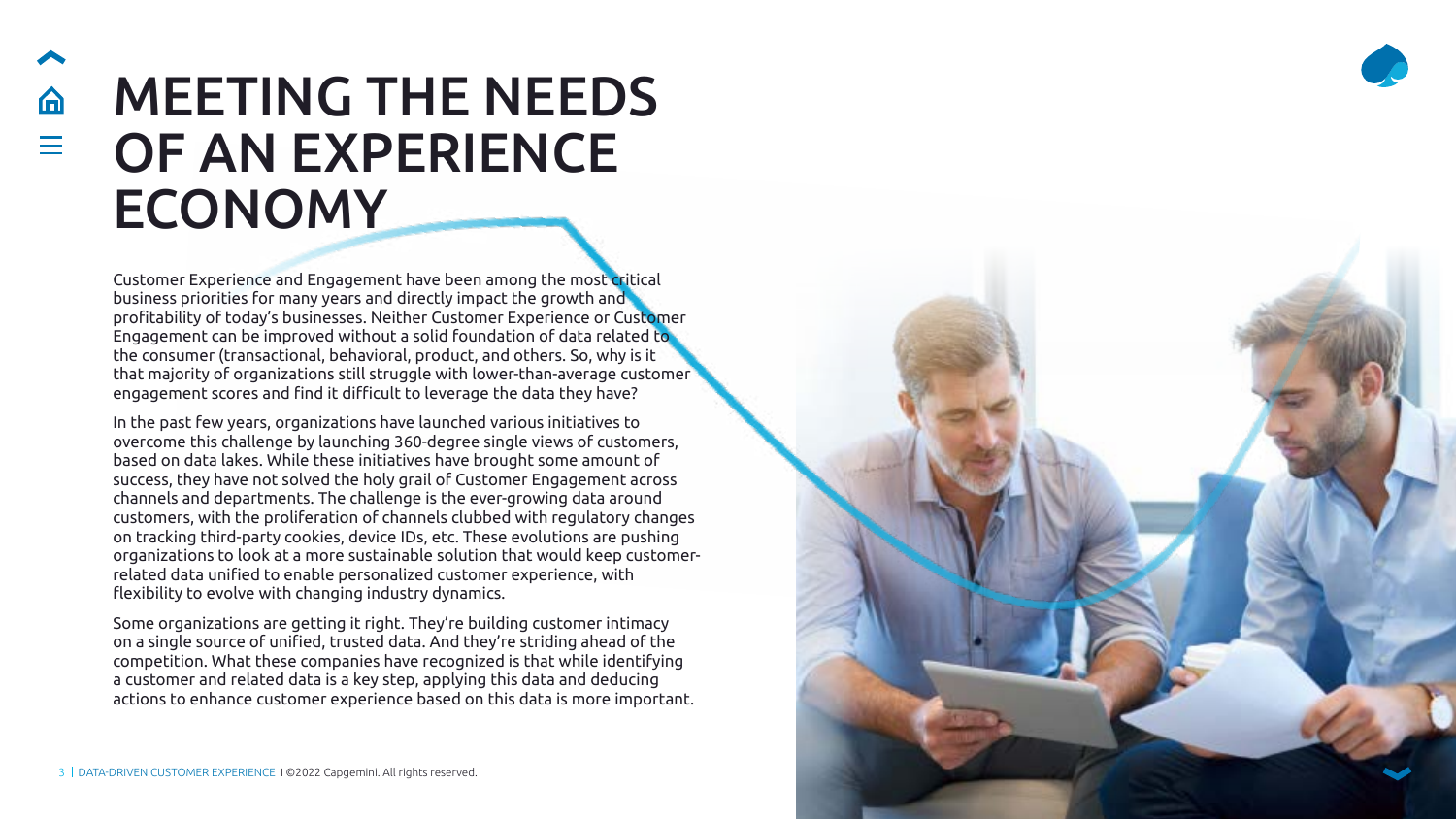# MEETING THE NEEDS OF AN EXPERIENCE ECONOMY

Customer Experience and Engagement have been among the most critical business priorities for many years and directly impact the growth and profitability of today's businesses. Neither Customer Experience or Customer Engagement can be improved without a solid foundation of data related to the consumer (transactional, behavioral, product, and others. So, why is it that majority of organizations still struggle with lower-than-average customer engagement scores and find it difficult to leverage the data they have?

In the past few years, organizations have launched various initiatives to overcome this challenge by launching 360-degree single views of customers, based on data lakes. While these initiatives have brought some amount of success, they have not solved the holy grail of Customer Engagement across channels and departments. The challenge is the ever-growing data around customers, with the proliferation of channels clubbed with regulatory changes on tracking third-party cookies, device IDs, etc. These evolutions are pushing organizations to look at a more sustainable solution that would keep customer-related data unified to enable personalized customer experience, with flexibility to evolve with changing industry dynamics.

Some organizations are getting it right. They're building customer intimacy on a single source of unified, trusted data. And they're striding ahead of the competition. What these companies have recognized is that while identifying a customer and related data is a key step, applying this data and deducing actions to enhance customer experience based on this data is more important.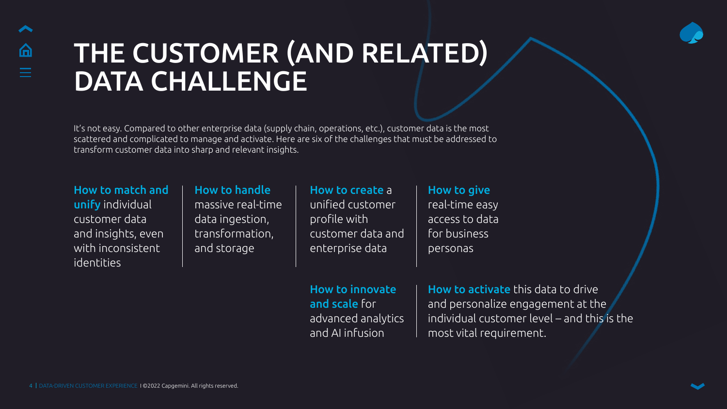# THE CUSTOMER (AND RELATED) DATA CHALLENGE

It's not easy. Compared to other enterprise data (supply chain, operations, etc.), customer data is the most scattered and complicated to manage and activate. Here are six of the challenges that must be addressed to transform customer data into sharp and relevant insights.

**How to match and unify** individual customer data and insights, even with inconsistent identities

**How to handle** massive real-time data ingestion, transformation, and storage

**How to create** a unified customer profile with customer data and enterprise data

**How to give** real-time easy access to data for business personas

**How to innovate and scale** for advanced analytics and AI infusion

**How to activate** this data to drive and personalize engagement at the individual customer level – and this is the most vital requirement.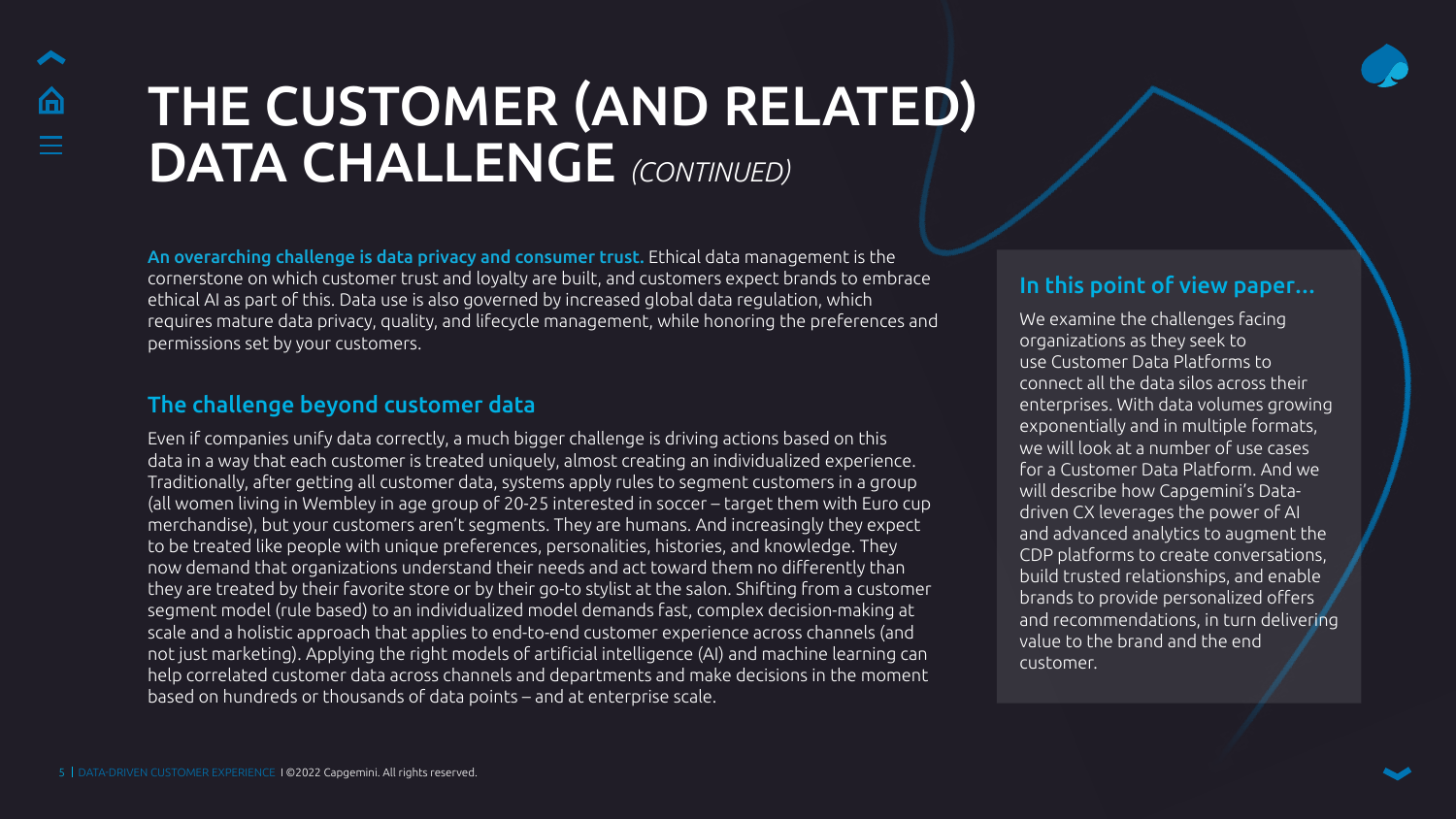# THE CUSTOMER (AND RELATED) DATA CHALLENGE *(CONTINUED)*

**An overarching challenge is data privacy and consumer trust.** Ethical data management is the cornerstone on which customer trust and loyalty are built, and customers expect brands to embrace ethical AI as part of this. Data use is also governed by increased global data regulation, which requires mature data privacy, quality, and lifecycle management, while honoring the preferences and permissions set by your customers.

## The challenge beyond customer data

Even if companies unify data correctly, a much bigger challenge is driving actions based on this data in a way that each customer is treated uniquely, almost creating an individualized experience. Traditionally, after getting all customer data, systems apply rules to segment customers in a group (all women living in Wembley in age group of 20-25 interested in soccer – target them with Euro cup merchandise), but your customers aren't segments. They are humans. And increasingly they expect to be treated like people with unique preferences, personalities, histories, and knowledge. They now demand that organizations understand their needs and act toward them no differently than they are treated by their favorite store or by their go-to stylist at the salon. Shifting from a customer segment model (rule based) to an individualized model demands fast, complex decision-making at scale and a holistic approach that applies to end-to-end customer experience across channels (and not just marketing). Applying the right models of artificial intelligence (AI) and machine learning can help correlated customer data across channels and departments and make decisions in the moment based on hundreds or thousands of data points – and at enterprise scale.

## In this point of view paper...

We examine the challenges facing organizations as they seek to use Customer Data Platforms to connect all the data silos across their enterprises. With data volumes growing exponentially and in multiple formats, we will look at a number of use cases for a Customer Data Platform. And we will describe how Capgemini's Data-driven CX leverages the power of AI and advanced analytics to augment the CDP platforms to create conversations, build trusted relationships, and enable brands to provide personalized offers and recommendations, in turn delivering value to the brand and the end customer.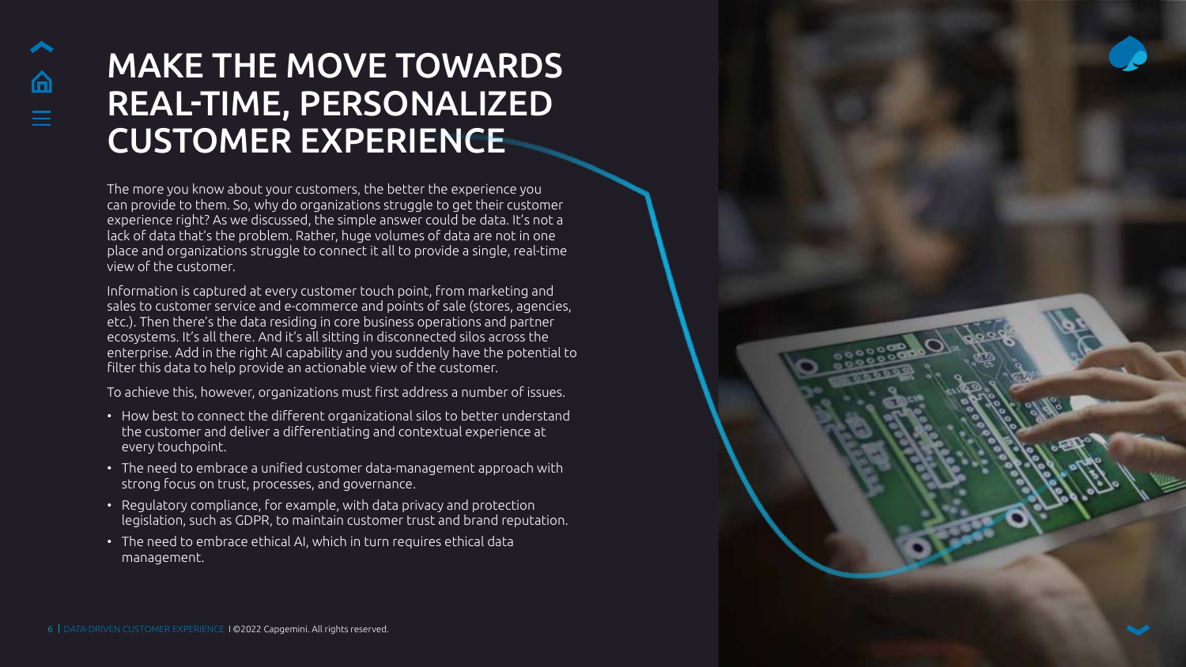# MAKE THE MOVE TOWARDS REAL-TIME, PERSONALIZED CUSTOMER EXPERIENCE

The more you know about your customers, the better the experience you can provide to them. So, why do organizations struggle to get their customer experience right? As we discussed, the simple answer could be data. It's not a lack of data that's the problem. Rather, huge volumes of data are not in one place and organizations struggle to connect it all to provide a single, real-time view of the customer.

Information is captured at every customer touch point, from marketing and sales to customer service and e-commerce and points of sale (stores, agencies, etc.). Then there's the data residing in core business operations and partner ecosystems. It's all there. And it's all sitting in disconnected silos across the enterprise. Add in the right AI capability and you suddenly have the potential to filter this data to help provide an actionable view of the customer.

To achieve this, however, organizations must first address a number of issues.

- How best to connect the different organizational silos to better understand the customer and deliver a differentiating and contextual experience at every touchpoint.
- The need to embrace a unified customer data-management approach with strong focus on trust, processes, and governance.
- Regulatory compliance, for example, with data privacy and protection legislation, such as GDPR, to maintain customer trust and brand reputation.
- The need to embrace ethical AI, which in turn requires ethical data management.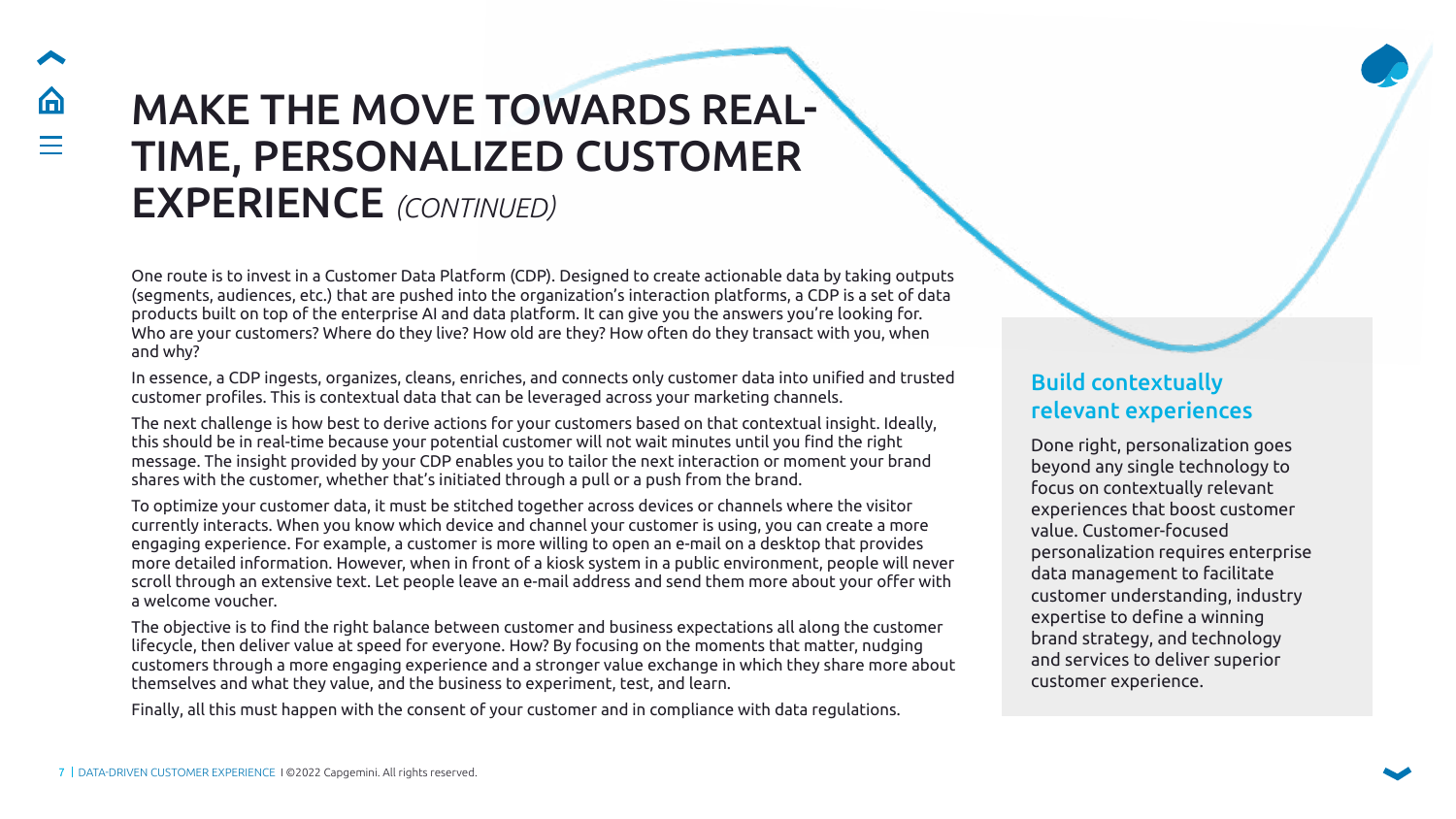# MAKE THE MOVE TOWARDS REAL-TIME, PERSONALIZED CUSTOMER EXPERIENCE *(CONTINUED)*

One route is to invest in a Customer Data Platform (CDP). Designed to create actionable data by taking outputs (segments, audiences, etc.) that are pushed into the organization's interaction platforms, a CDP is a set of data products built on top of the enterprise AI and data platform. It can give you the answers you're looking for. Who are your customers? Where do they live? How old are they? How often do they transact with you, when and why?

In essence, a CDP ingests, organizes, cleans, enriches, and connects only customer data into unified and trusted customer profiles. This is contextual data that can be leveraged across your marketing channels.

The next challenge is how best to derive actions for your customers based on that contextual insight. Ideally, this should be in real-time because your potential customer will not wait minutes until you find the right message. The insight provided by your CDP enables you to tailor the next interaction or moment your brand shares with the customer, whether that's initiated through a pull or a push from the brand.

To optimize your customer data, it must be stitched together across devices or channels where the visitor currently interacts. When you know which device and channel your customer is using, you can create a more engaging experience. For example, a customer is more willing to open an e-mail on a desktop that provides more detailed information. However, when in front of a kiosk system in a public environment, people will never scroll through an extensive text. Let people leave an e-mail address and send them more about your offer with a welcome voucher.

The objective is to find the right balance between customer and business expectations all along the customer lifecycle, then deliver value at speed for everyone. How? By focusing on the moments that matter, nudging customers through a more engaging experience and a stronger value exchange in which they share more about themselves and what they value, and the business to experiment, test, and learn.

Finally, all this must happen with the consent of your customer and in compliance with data regulations.

## Build contextually relevant experiences

Done right, personalization goes beyond any single technology to focus on contextually relevant experiences that boost customer value. Customer-focused personalization requires enterprise data management to facilitate customer understanding, industry expertise to define a winning brand strategy, and technology and services to deliver superior customer experience.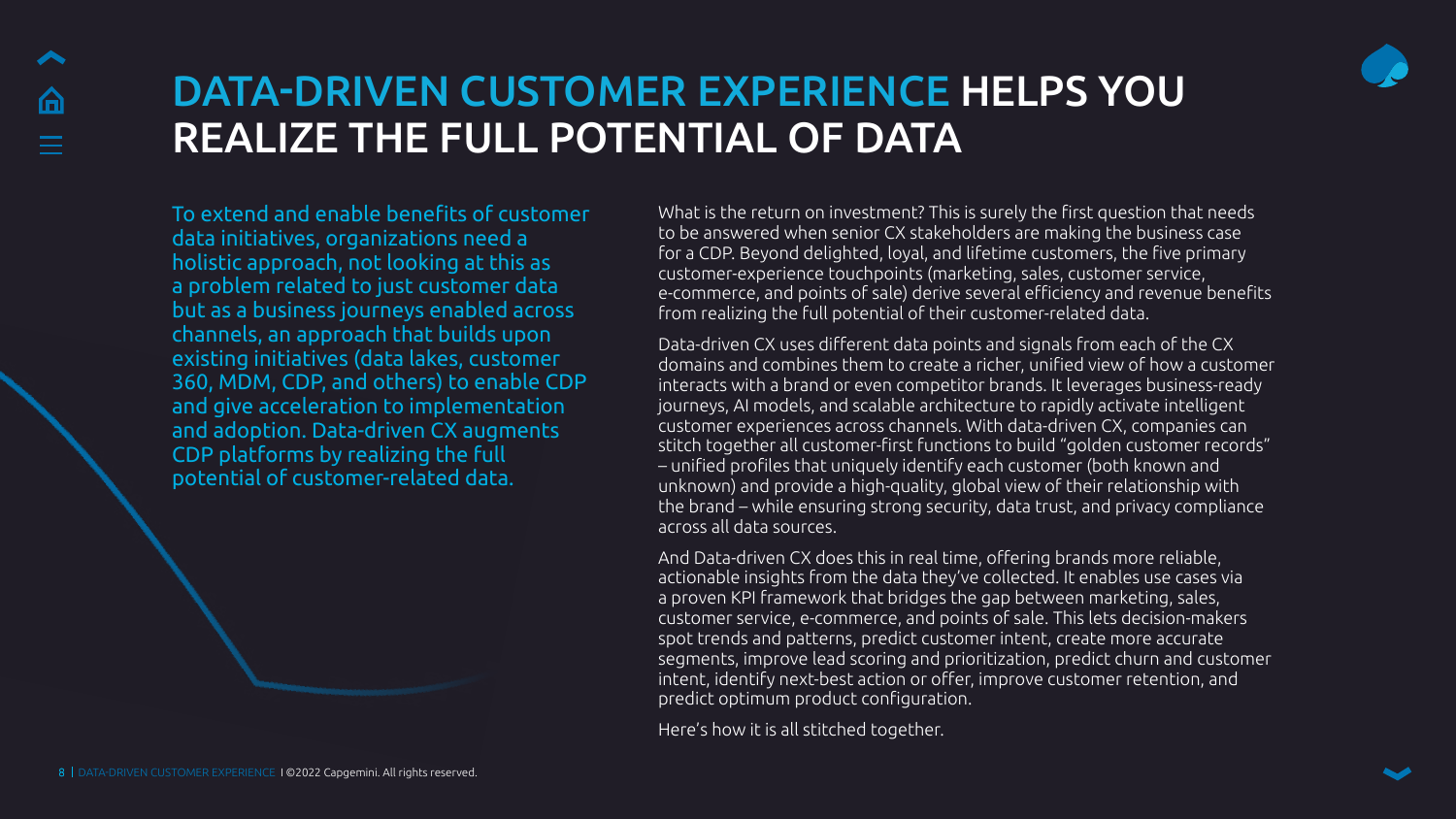# DATA-DRIVEN CUSTOMER EXPERIENCE HELPS YOU REALIZE THE FULL POTENTIAL OF DATA

To extend and enable benefits of customer data initiatives, organizations need a holistic approach, not looking at this as a problem related to just customer data but as a business journeys enabled across channels, an approach that builds upon existing initiatives (data lakes, customer 360, MDM, CDP, and others) to enable CDP and give acceleration to implementation and adoption. Data-driven CX augments CDP platforms by realizing the full potential of customer-related data.

What is the return on investment? This is surely the first question that needs to be answered when senior CX stakeholders are making the business case for a CDP. Beyond delighted, loyal, and lifetime customers, the five primary customer-experience touchpoints (marketing, sales, customer service, e-commerce, and points of sale) derive several efficiency and revenue benefits from realizing the full potential of their customer-related data.

Data-driven CX uses different data points and signals from each of the CX domains and combines them to create a richer, unified view of how a customer interacts with a brand or even competitor brands. It leverages business-ready journeys, AI models, and scalable architecture to rapidly activate intelligent customer experiences across channels. With data-driven CX, companies can stitch together all customer-first functions to build "golden customer records" – unified profiles that uniquely identify each customer (both known and unknown) and provide a high-quality, global view of their relationship with the brand – while ensuring strong security, data trust, and privacy compliance across all data sources.

And Data-driven CX does this in real time, offering brands more reliable, actionable insights from the data they've collected. It enables use cases via a proven KPI framework that bridges the gap between marketing, sales, customer service, e-commerce, and points of sale. This lets decision-makers spot trends and patterns, predict customer intent, create more accurate segments, improve lead scoring and prioritization, predict churn and customer intent, identify next-best action or offer, improve customer retention, and predict optimum product configuration.

Here's how it is all stitched together.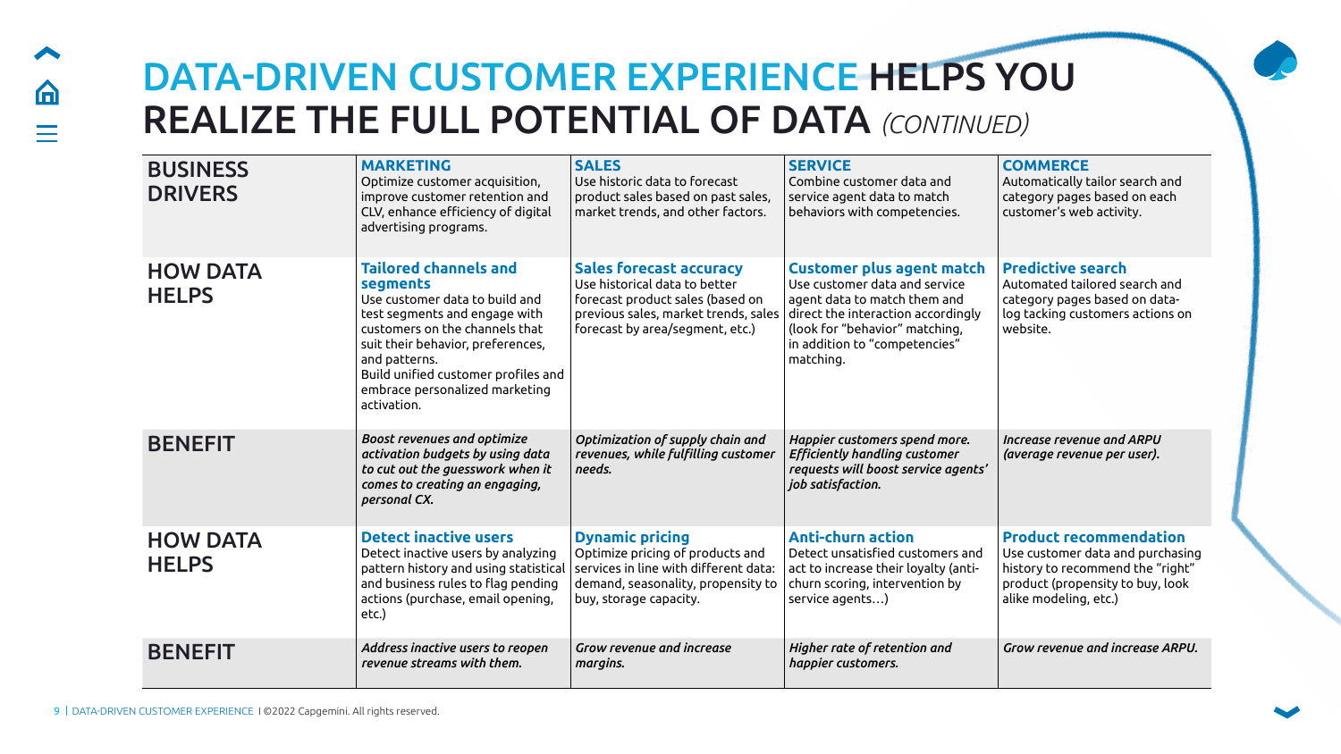# DATA-DRIVEN CUSTOMER EXPERIENCE HELPS YOU REALIZE THE FULL POTENTIAL OF DATA *(CONTINUED)*

| | | | | |
|---|---|---|---|---|
| **BUSINESS DRIVERS** | **MARKETING** Optimize customer acquisition, improve customer retention and CLV, enhance efficiency of digital advertising programs. | **SALES** Use historic data to forecast product sales based on past sales, market trends, and other factors. | **SERVICE** Combine customer data and service agent data to match behaviors with competencies. | **COMMERCE** Automatically tailor search and category pages based on each customer's web activity. |
| **HOW DATA HELPS** | **Tailored channels and segments** Use customer data to build and test segments and engage with customers on the channels that suit their behavior, preferences, and patterns. Build unified customer profiles and embrace personalized marketing activation. | **Sales forecast accuracy** Use historical data to better forecast product sales (based on previous sales, market trends, sales forecast by area/segment, etc.) | **Customer plus agent match** Use customer data and service agent data to match them and direct the interaction accordingly (look for "behavior" matching, in addition to "competencies" matching. | **Predictive search** Automated tailored search and category pages based on data-log tacking customers actions on website. |
| **BENEFIT** | ***Boost revenues and optimize activation budgets by using data to cut out the guesswork when it comes to creating an engaging, personal CX.*** | ***Optimization of supply chain and revenues, while fulfilling customer needs.*** | ***Happier customers spend more. Efficiently handling customer requests will boost service agents' job satisfaction.*** | ***Increase revenue and ARPU (average revenue per user).*** |
| **HOW DATA HELPS** | **Detect inactive users** Detect inactive users by analyzing pattern history and using statistical and business rules to flag pending actions (purchase, email opening, etc.) | **Dynamic pricing** Optimize pricing of products and services in line with different data: demand, seasonality, propensity to buy, storage capacity. | **Anti-churn action** Detect unsatisfied customers and act to increase their loyalty (anti-churn scoring, intervention by service agents…) | **Product recommendation** Use customer data and purchasing history to recommend the "right" product (propensity to buy, look alike modeling, etc.) |
| **BENEFIT** | ***Address inactive users to reopen revenue streams with them.*** | ***Grow revenue and increase margins.*** | ***Higher rate of retention and happier customers.*** | ***Grow revenue and increase ARPU.*** |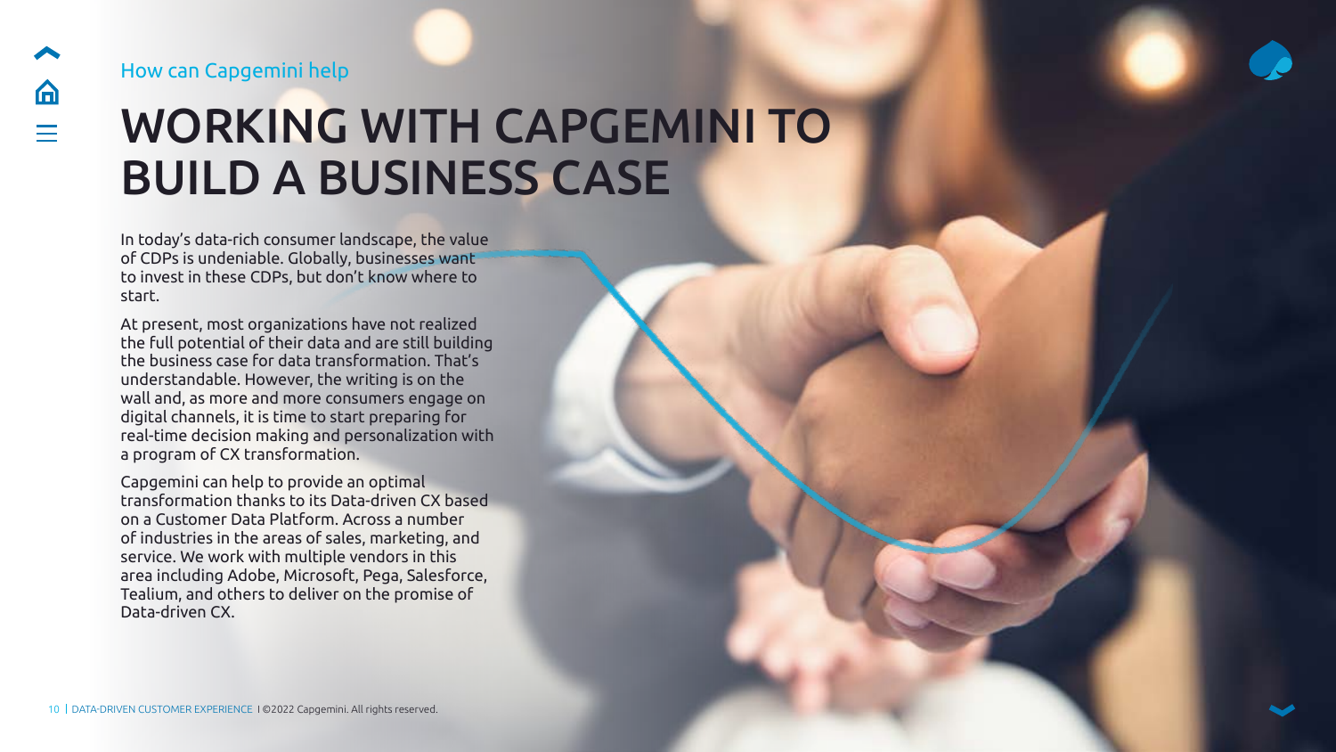How can Capgemini help

# WORKING WITH CAPGEMINI TO BUILD A BUSINESS CASE

In today's data-rich consumer landscape, the value of CDPs is undeniable. Globally, businesses want to invest in these CDPs, but don't know where to start.

At present, most organizations have not realized the full potential of their data and are still building the business case for data transformation. That's understandable. However, the writing is on the wall and, as more and more consumers engage on digital channels, it is time to start preparing for real-time decision making and personalization with a program of CX transformation.

Capgemini can help to provide an optimal transformation thanks to its Data-driven CX based on a Customer Data Platform. Across a number of industries in the areas of sales, marketing, and service. We work with multiple vendors in this area including Adobe, Microsoft, Pega, Salesforce, Tealium, and others to deliver on the promise of Data-driven CX.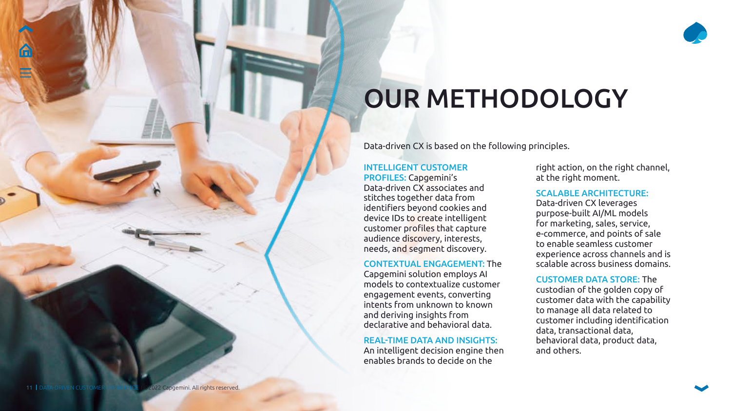# OUR METHODOLOGY

Data-driven CX is based on the following principles.

**INTELLIGENT CUSTOMER PROFILES:** Capgemini's Data-driven CX associates and stitches together data from identifiers beyond cookies and device IDs to create intelligent customer profiles that capture audience discovery, interests, needs, and segment discovery.

**CONTEXTUAL ENGAGEMENT:** The Capgemini solution employs AI models to contextualize customer engagement events, converting intents from unknown to known and deriving insights from declarative and behavioral data.

**REAL-TIME DATA AND INSIGHTS:** An intelligent decision engine then enables brands to decide on the right action, on the right channel, at the right moment.

**SCALABLE ARCHITECTURE:** Data-driven CX leverages purpose-built AI/ML models for marketing, sales, service, e-commerce, and points of sale to enable seamless customer experience across channels and is scalable across business domains.

**CUSTOMER DATA STORE:** The custodian of the golden copy of customer data with the capability to manage all data related to customer including identification data, transactional data, behavioral data, product data, and others.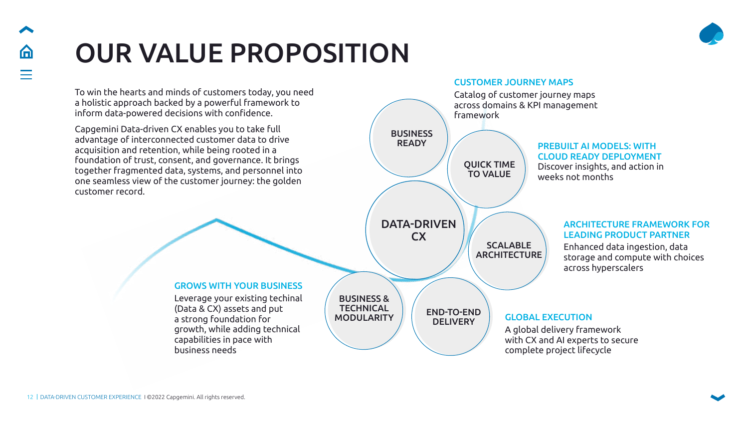# OUR VALUE PROPOSITION

To win the hearts and minds of customers today, you need a holistic approach backed by a powerful framework to inform data-powered decisions with confidence.

Capgemini Data-driven CX enables you to take full advantage of interconnected customer data to drive acquisition and retention, while being rooted in a foundation of trust, consent, and governance. It brings together fragmented data, systems, and personnel into one seamless view of the customer journey: the golden customer record.

**DATA-DRIVEN CX**

**BUSINESS READY**

### CUSTOMER JOURNEY MAPS

Catalog of customer journey maps across domains & KPI management framework

**QUICK TIME TO VALUE**

### PREBUILT AI MODELS: WITH CLOUD READY DEPLOYMENT

Discover insights, and action in weeks not months

**SCALABLE ARCHITECTURE**

### ARCHITECTURE FRAMEWORK FOR LEADING PRODUCT PARTNER

Enhanced data ingestion, data storage and compute with choices across hyperscalers

**END-TO-END DELIVERY**

### GLOBAL EXECUTION

A global delivery framework with CX and AI experts to secure complete project lifecycle

**BUSINESS & TECHNICAL MODULARITY**

### GROWS WITH YOUR BUSINESS

Leverage your existing techinal (Data & CX) assets and put a strong foundation for growth, while adding technical capabilities in pace with business needs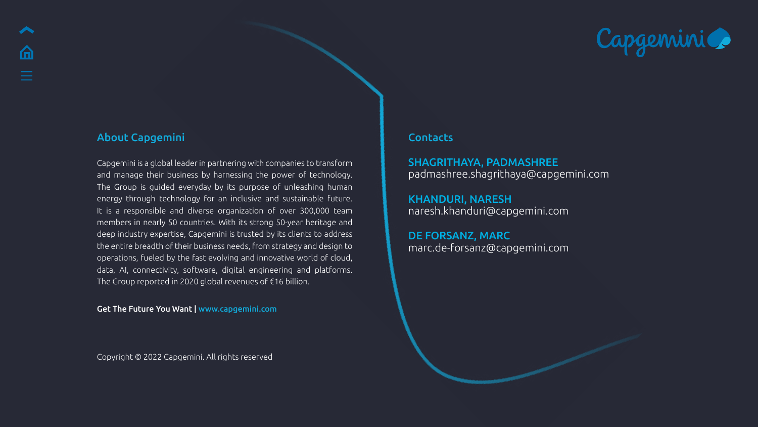## About Capgemini

Capgemini is a global leader in partnering with companies to transform and manage their business by harnessing the power of technology. The Group is guided everyday by its purpose of unleashing human energy through technology for an inclusive and sustainable future. It is a responsible and diverse organization of over 300,000 team members in nearly 50 countries. With its strong 50-year heritage and deep industry expertise, Capgemini is trusted by its clients to address the entire breadth of their business needs, from strategy and design to operations, fueled by the fast evolving and innovative world of cloud, data, AI, connectivity, software, digital engineering and platforms. The Group reported in 2020 global revenues of €16 billion.

**Get The Future You Want |** www.capgemini.com

Copyright © 2022 Capgemini. All rights reserved

## Contacts

**SHAGRITHAYA, PADMASHREE**
padmashree.shagrithaya@capgemini.com

**KHANDURI, NARESH**
naresh.khanduri@capgemini.com

**DE FORSANZ, MARC**
marc.de-forsanz@capgemini.com